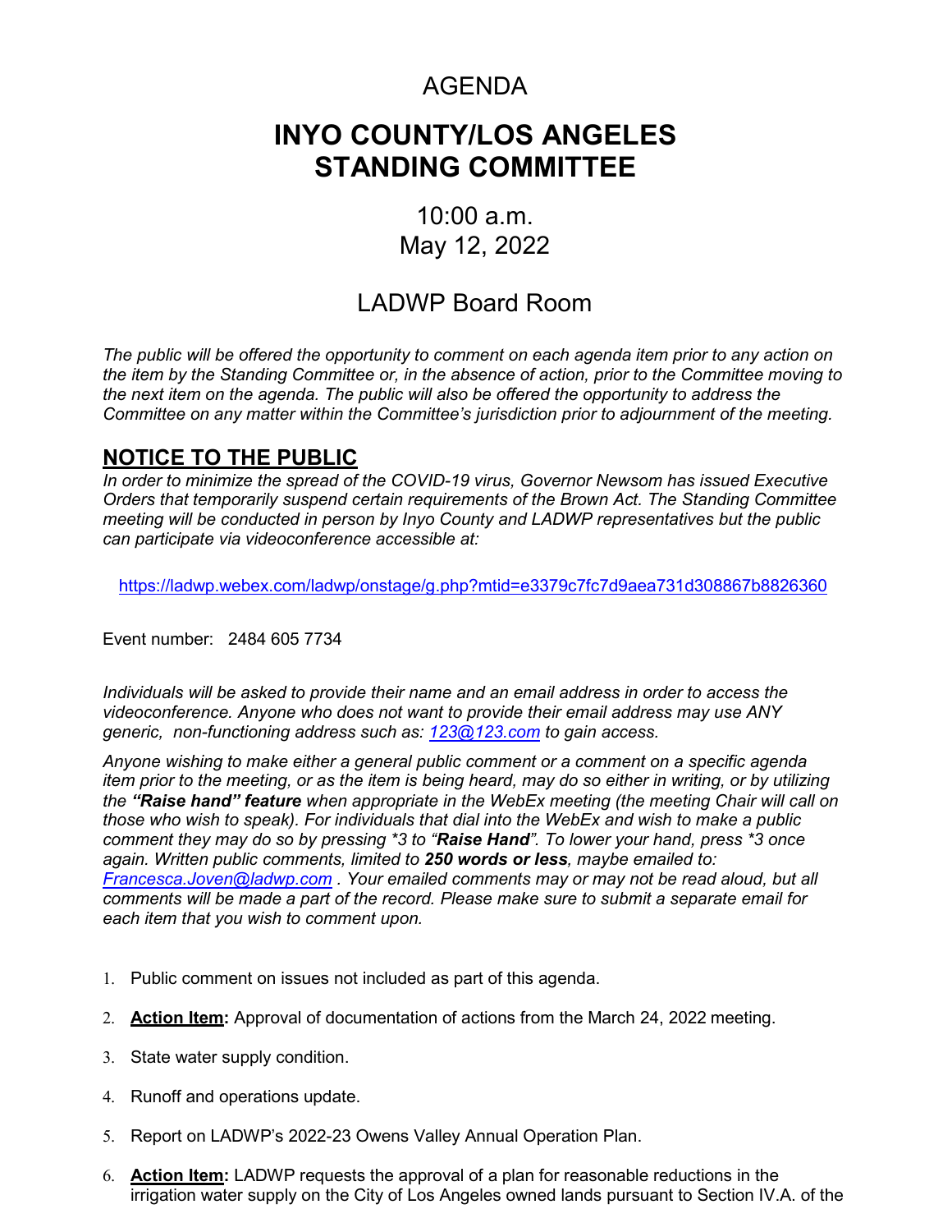# AGENDA

# INYO COUNTY/LOS ANGELES STANDING COMMITTEE

10:00 a.m.
May 12, 2022

## LADWP Board Room

*The public will be offered the opportunity to comment on each agenda item prior to any action on the item by the Standing Committee or, in the absence of action, prior to the Committee moving to the next item on the agenda. The public will also be offered the opportunity to address the Committee on any matter within the Committee's jurisdiction prior to adjournment of the meeting.*

## NOTICE TO THE PUBLIC

*In order to minimize the spread of the COVID-19 virus, Governor Newsom has issued Executive Orders that temporarily suspend certain requirements of the Brown Act. The Standing Committee meeting will be conducted in person by Inyo County and LADWP representatives but the public can participate via videoconference accessible at:*

https://ladwp.webex.com/ladwp/onstage/g.php?mtid=e3379c7fc7d9aea731d308867b8826360

Event number: 2484 605 7734

*Individuals will be asked to provide their name and an email address in order to access the videoconference. Anyone who does not want to provide their email address may use ANY generic, non-functioning address such as: 123@123.com to gain access.*

*Anyone wishing to make either a general public comment or a comment on a specific agenda item prior to the meeting, or as the item is being heard, may do so either in writing, or by utilizing the **"Raise hand" feature** when appropriate in the WebEx meeting (the meeting Chair will call on those who wish to speak). For individuals that dial into the WebEx and wish to make a public comment they may do so by pressing \*3 to "**Raise Hand**". To lower your hand, press \*3 once again. Written public comments, limited to **250 words or less**, maybe emailed to: Francesca.Joven@ladwp.com . Your emailed comments may or may not be read aloud, but all comments will be made a part of the record. Please make sure to submit a separate email for each item that you wish to comment upon.*

1. Public comment on issues not included as part of this agenda.
2. **Action Item:** Approval of documentation of actions from the March 24, 2022 meeting.
3. State water supply condition.
4. Runoff and operations update.
5. Report on LADWP's 2022-23 Owens Valley Annual Operation Plan.
6. **Action Item:** LADWP requests the approval of a plan for reasonable reductions in the irrigation water supply on the City of Los Angeles owned lands pursuant to Section IV.A. of the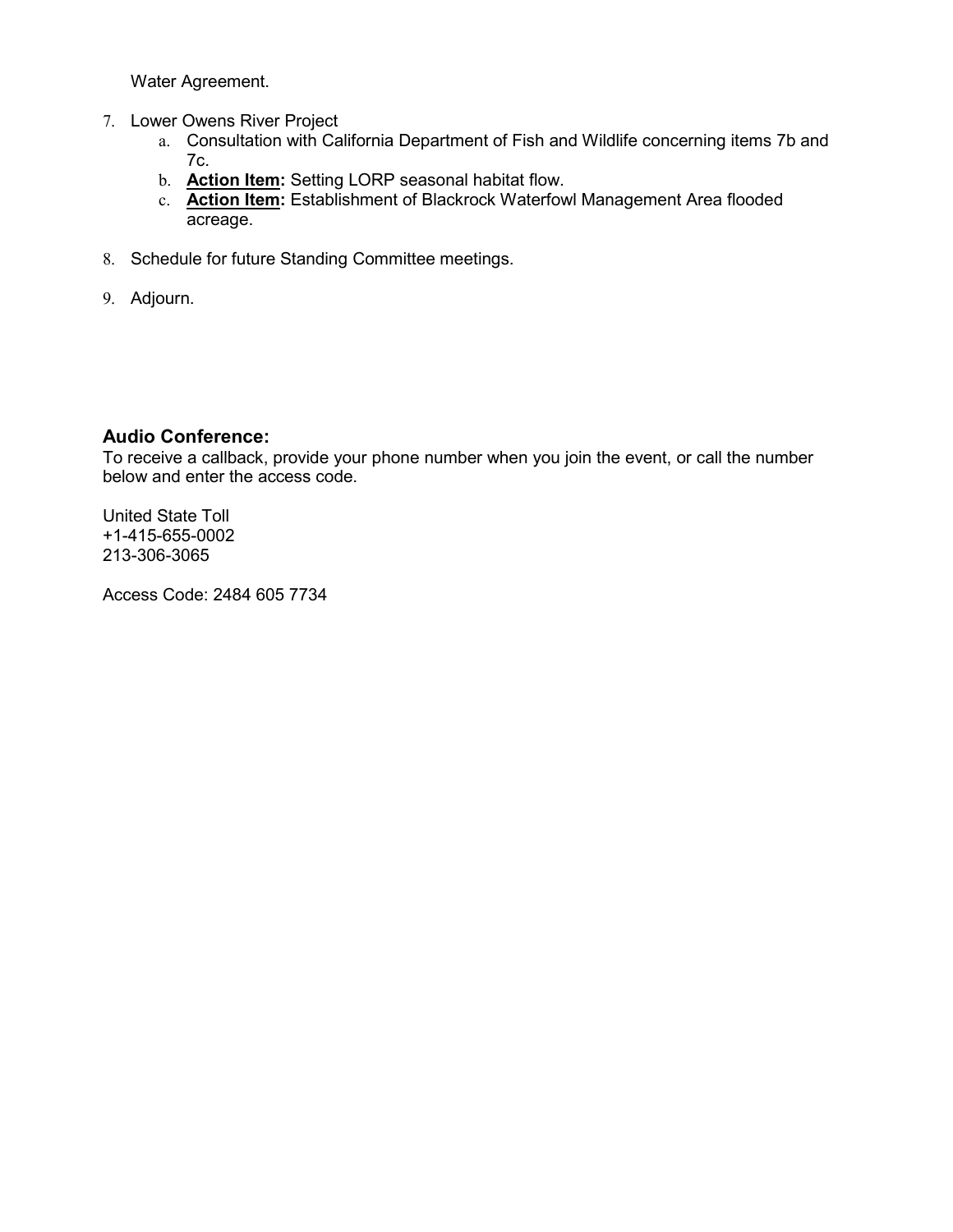Water Agreement.

7. Lower Owens River Project
    a. Consultation with California Department of Fish and Wildlife concerning items 7b and 7c.
    b. **Action Item:** Setting LORP seasonal habitat flow.
    c. **Action Item:** Establishment of Blackrock Waterfowl Management Area flooded acreage.

8. Schedule for future Standing Committee meetings.

9. Adjourn.

**Audio Conference:**

To receive a callback, provide your phone number when you join the event, or call the number below and enter the access code.

United State Toll
+1-415-655-0002
213-306-3065

Access Code: 2484 605 7734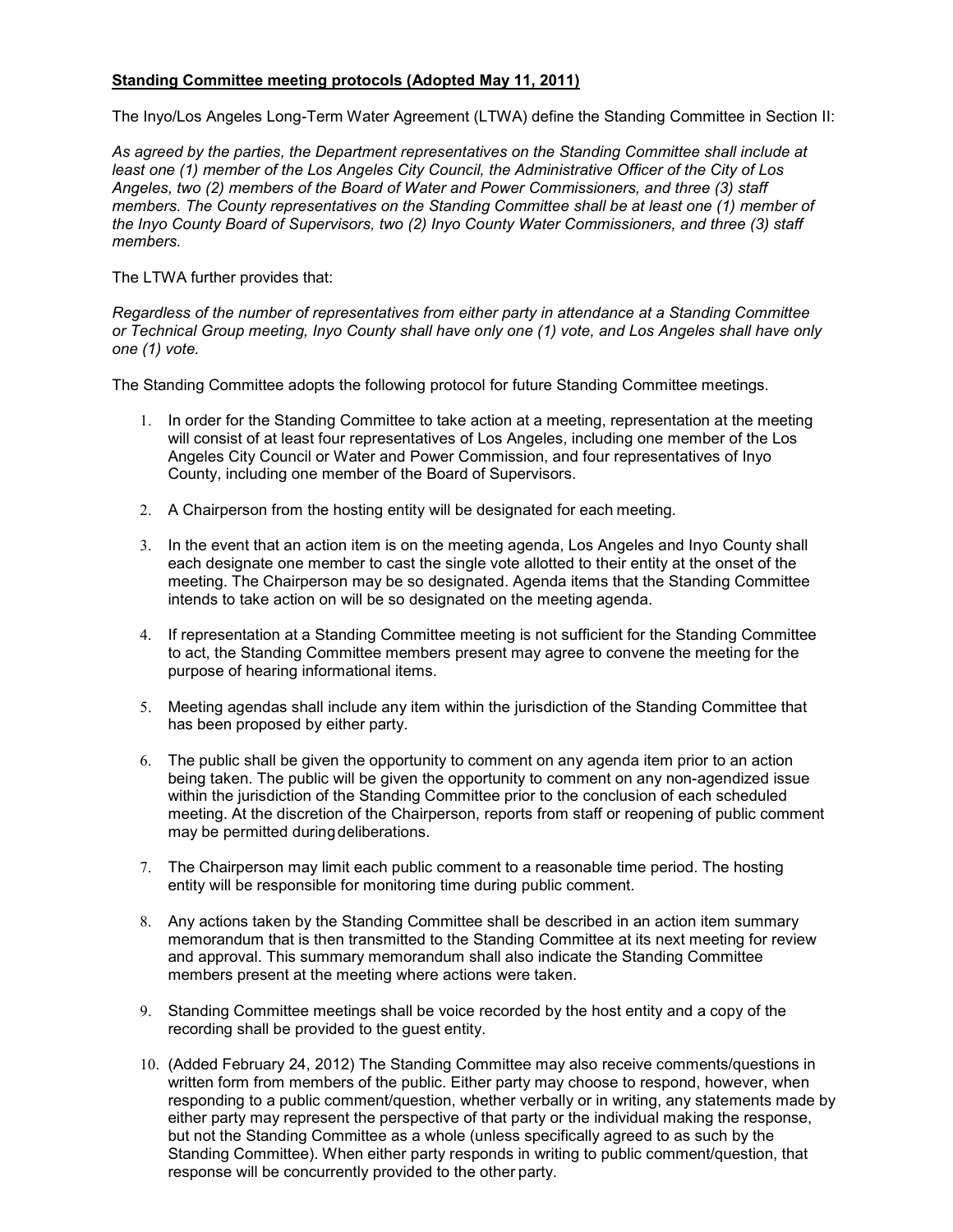**Standing Committee meeting protocols (Adopted May 11, 2011)**

The Inyo/Los Angeles Long-Term Water Agreement (LTWA) define the Standing Committee in Section II:

*As agreed by the parties, the Department representatives on the Standing Committee shall include at least one (1) member of the Los Angeles City Council, the Administrative Officer of the City of Los Angeles, two (2) members of the Board of Water and Power Commissioners, and three (3) staff members. The County representatives on the Standing Committee shall be at least one (1) member of the Inyo County Board of Supervisors, two (2) Inyo County Water Commissioners, and three (3) staff members.*

The LTWA further provides that:

*Regardless of the number of representatives from either party in attendance at a Standing Committee or Technical Group meeting, Inyo County shall have only one (1) vote, and Los Angeles shall have only one (1) vote.*

The Standing Committee adopts the following protocol for future Standing Committee meetings.

1. In order for the Standing Committee to take action at a meeting, representation at the meeting will consist of at least four representatives of Los Angeles, including one member of the Los Angeles City Council or Water and Power Commission, and four representatives of Inyo County, including one member of the Board of Supervisors.
2. A Chairperson from the hosting entity will be designated for each meeting.
3. In the event that an action item is on the meeting agenda, Los Angeles and Inyo County shall each designate one member to cast the single vote allotted to their entity at the onset of the meeting. The Chairperson may be so designated. Agenda items that the Standing Committee intends to take action on will be so designated on the meeting agenda.
4. If representation at a Standing Committee meeting is not sufficient for the Standing Committee to act, the Standing Committee members present may agree to convene the meeting for the purpose of hearing informational items.
5. Meeting agendas shall include any item within the jurisdiction of the Standing Committee that has been proposed by either party.
6. The public shall be given the opportunity to comment on any agenda item prior to an action being taken. The public will be given the opportunity to comment on any non-agendized issue within the jurisdiction of the Standing Committee prior to the conclusion of each scheduled meeting. At the discretion of the Chairperson, reports from staff or reopening of public comment may be permitted during deliberations.
7. The Chairperson may limit each public comment to a reasonable time period. The hosting entity will be responsible for monitoring time during public comment.
8. Any actions taken by the Standing Committee shall be described in an action item summary memorandum that is then transmitted to the Standing Committee at its next meeting for review and approval. This summary memorandum shall also indicate the Standing Committee members present at the meeting where actions were taken.
9. Standing Committee meetings shall be voice recorded by the host entity and a copy of the recording shall be provided to the guest entity.
10. (Added February 24, 2012) The Standing Committee may also receive comments/questions in written form from members of the public. Either party may choose to respond, however, when responding to a public comment/question, whether verbally or in writing, any statements made by either party may represent the perspective of that party or the individual making the response, but not the Standing Committee as a whole (unless specifically agreed to as such by the Standing Committee). When either party responds in writing to public comment/question, that response will be concurrently provided to the other party.